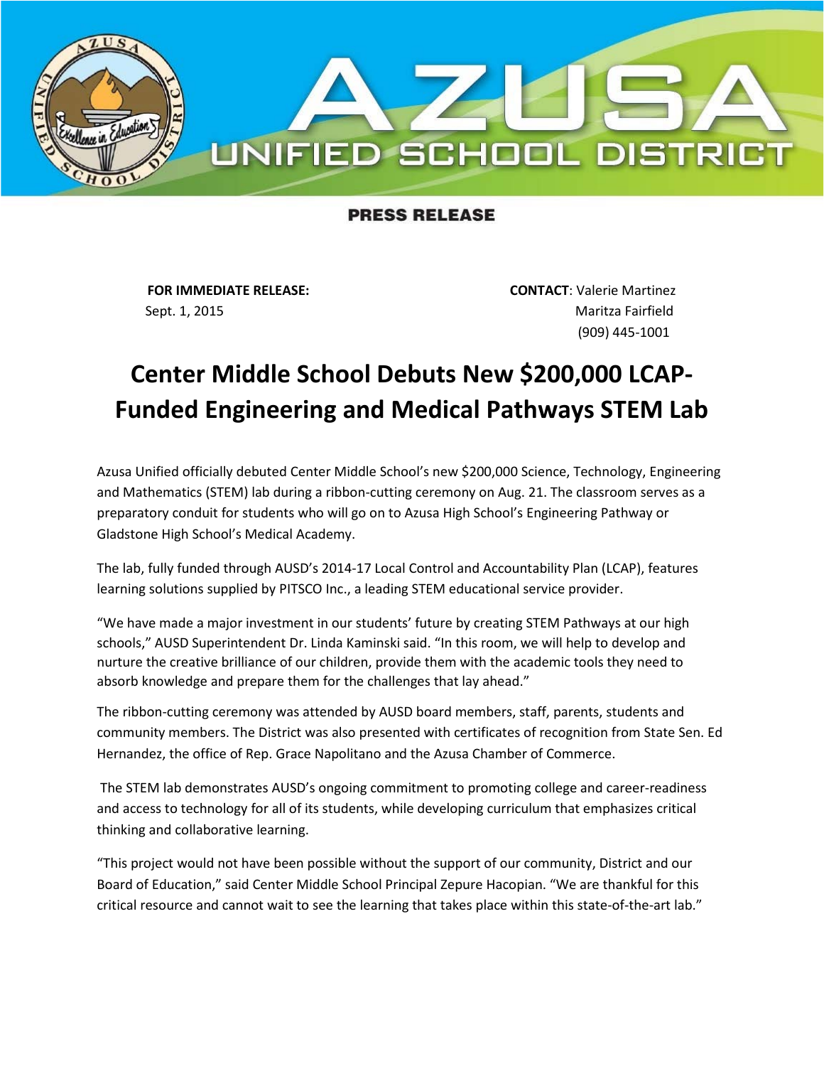# AZUSA UNIFIED SCHOOL DISTRICT

**PRESS RELEASE**

**FOR IMMEDIATE RELEASE:**
Sept. 1, 2015

**CONTACT**: Valerie Martinez
Maritza Fairfield
(909) 445-1001

# Center Middle School Debuts New $200,000 LCAP-Funded Engineering and Medical Pathways STEM Lab

Azusa Unified officially debuted Center Middle School's new $200,000 Science, Technology, Engineering and Mathematics (STEM) lab during a ribbon-cutting ceremony on Aug. 21. The classroom serves as a preparatory conduit for students who will go on to Azusa High School's Engineering Pathway or Gladstone High School's Medical Academy.

The lab, fully funded through AUSD's 2014-17 Local Control and Accountability Plan (LCAP), features learning solutions supplied by PITSCO Inc., a leading STEM educational service provider.

"We have made a major investment in our students' future by creating STEM Pathways at our high schools," AUSD Superintendent Dr. Linda Kaminski said. "In this room, we will help to develop and nurture the creative brilliance of our children, provide them with the academic tools they need to absorb knowledge and prepare them for the challenges that lay ahead."

The ribbon-cutting ceremony was attended by AUSD board members, staff, parents, students and community members. The District was also presented with certificates of recognition from State Sen. Ed Hernandez, the office of Rep. Grace Napolitano and the Azusa Chamber of Commerce.

The STEM lab demonstrates AUSD's ongoing commitment to promoting college and career-readiness and access to technology for all of its students, while developing curriculum that emphasizes critical thinking and collaborative learning.

"This project would not have been possible without the support of our community, District and our Board of Education," said Center Middle School Principal Zepure Hacopian. "We are thankful for this critical resource and cannot wait to see the learning that takes place within this state-of-the-art lab."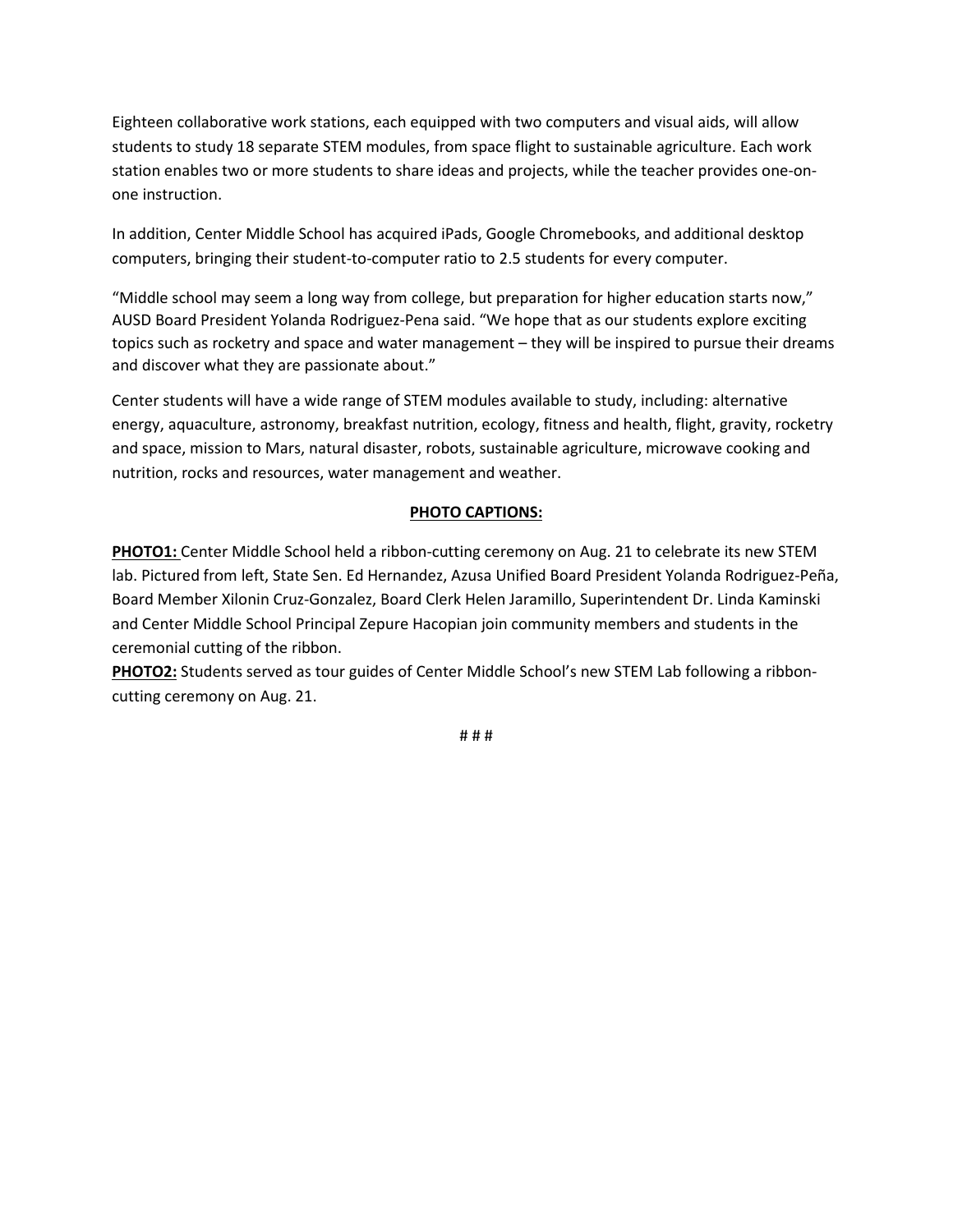Eighteen collaborative work stations, each equipped with two computers and visual aids, will allow students to study 18 separate STEM modules, from space flight to sustainable agriculture. Each work station enables two or more students to share ideas and projects, while the teacher provides one-on-one instruction.

In addition, Center Middle School has acquired iPads, Google Chromebooks, and additional desktop computers, bringing their student-to-computer ratio to 2.5 students for every computer.

"Middle school may seem a long way from college, but preparation for higher education starts now," AUSD Board President Yolanda Rodriguez-Pena said. "We hope that as our students explore exciting topics such as rocketry and space and water management – they will be inspired to pursue their dreams and discover what they are passionate about."

Center students will have a wide range of STEM modules available to study, including: alternative energy, aquaculture, astronomy, breakfast nutrition, ecology, fitness and health, flight, gravity, rocketry and space, mission to Mars, natural disaster, robots, sustainable agriculture, microwave cooking and nutrition, rocks and resources, water management and weather.

**PHOTO CAPTIONS:**

**PHOTO1:** Center Middle School held a ribbon-cutting ceremony on Aug. 21 to celebrate its new STEM lab. Pictured from left, State Sen. Ed Hernandez, Azusa Unified Board President Yolanda Rodriguez-Peña, Board Member Xilonin Cruz-Gonzalez, Board Clerk Helen Jaramillo, Superintendent Dr. Linda Kaminski and Center Middle School Principal Zepure Hacopian join community members and students in the ceremonial cutting of the ribbon.

**PHOTO2:** Students served as tour guides of Center Middle School's new STEM Lab following a ribbon-cutting ceremony on Aug. 21.

# # #